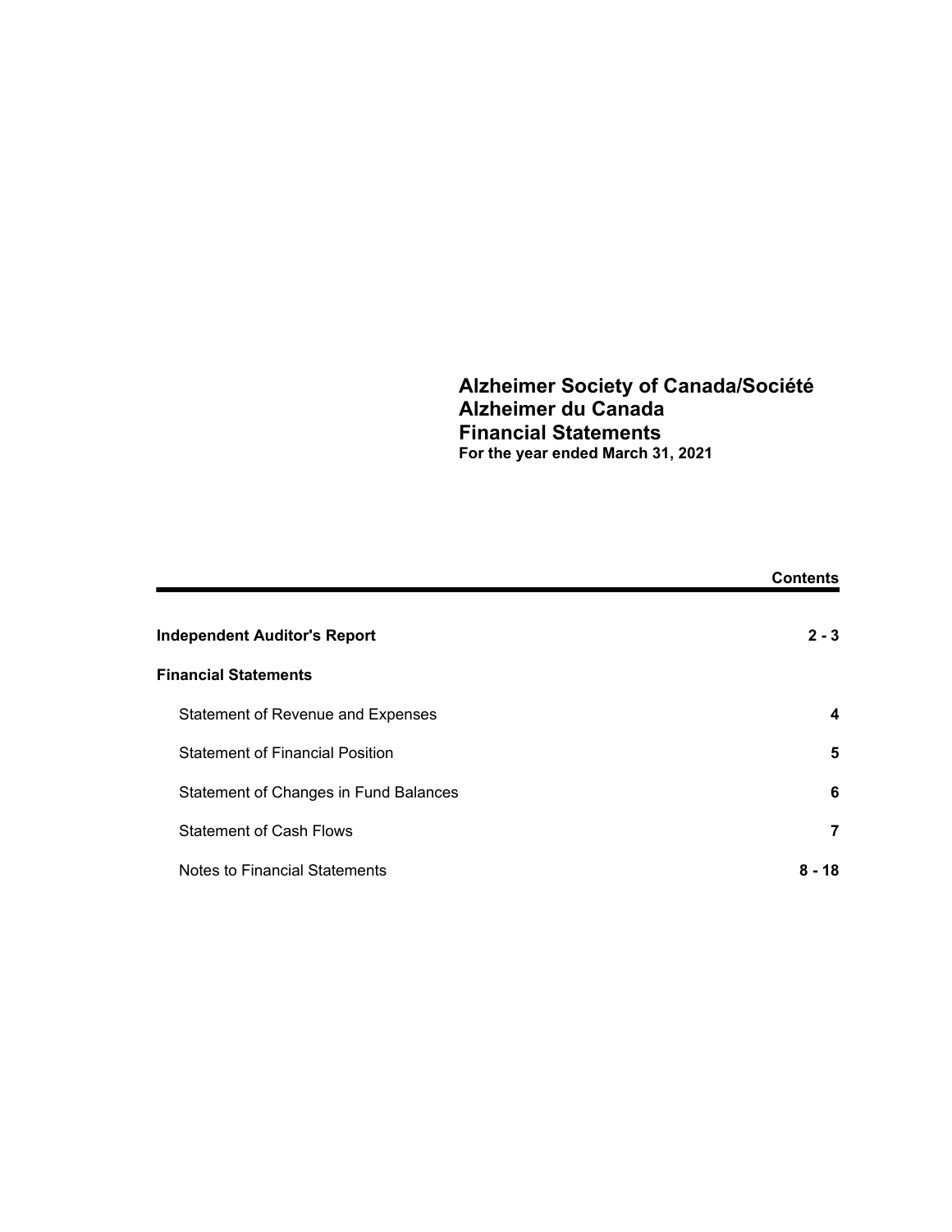# Alzheimer Society of Canada/Société Alzheimer du Canada
# Financial Statements
**For the year ended March 31, 2021**

| | **Contents** |
|---|---|
| **Independent Auditor's Report** | **2 - 3** |
| **Financial Statements** | |
| Statement of Revenue and Expenses | **4** |
| Statement of Financial Position | **5** |
| Statement of Changes in Fund Balances | **6** |
| Statement of Cash Flows | **7** |
| Notes to Financial Statements | **8 - 18** |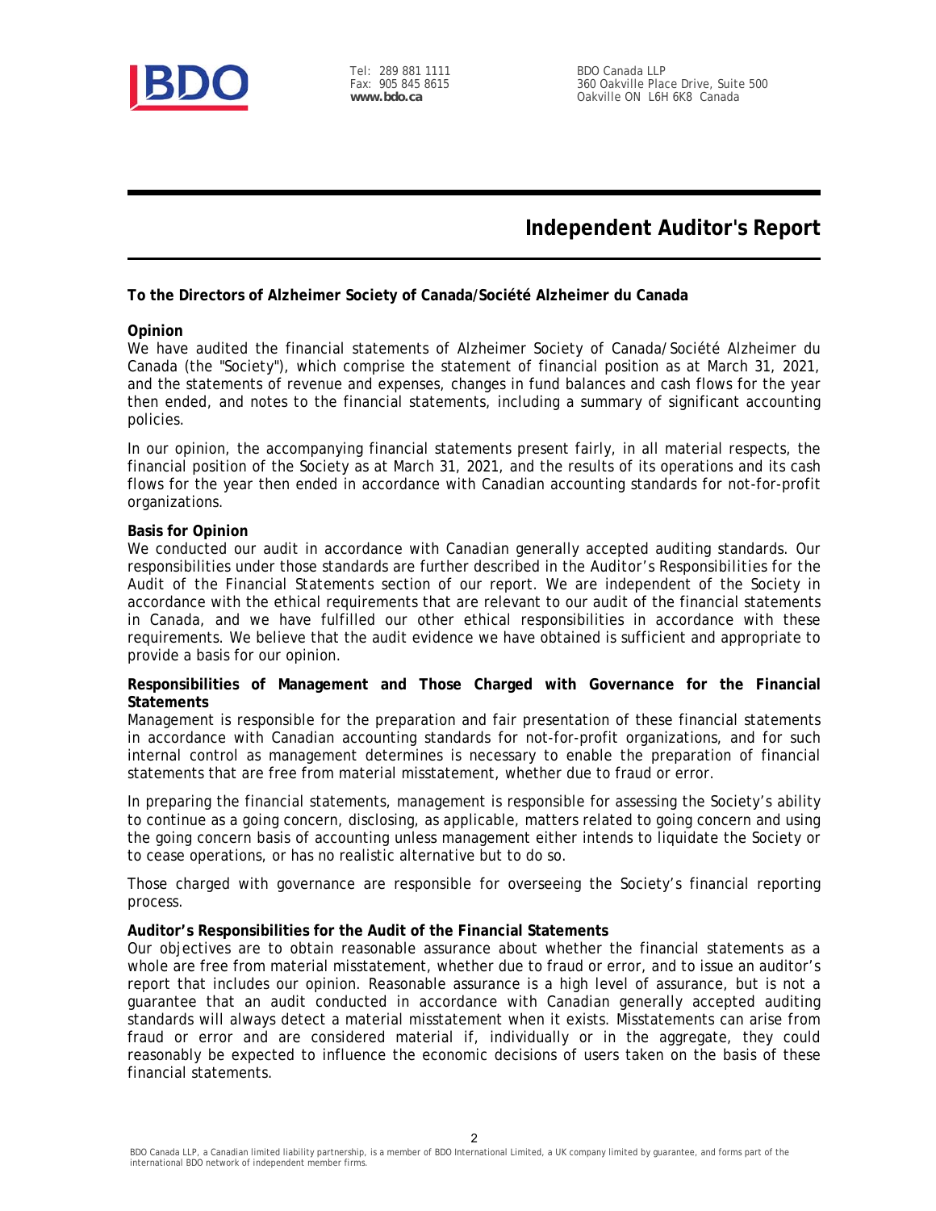BDO

Tel: 289 881 1111
Fax: 905 845 8615
**www.bdo.ca**

BDO Canada LLP
360 Oakville Place Drive, Suite 500
Oakville ON L6H 6K8 Canada

# Independent Auditor's Report

**To the Directors of Alzheimer Society of Canada/Société Alzheimer du Canada**

**Opinion**

We have audited the financial statements of Alzheimer Society of Canada/Société Alzheimer du Canada (the "Society"), which comprise the statement of financial position as at March 31, 2021, and the statements of revenue and expenses, changes in fund balances and cash flows for the year then ended, and notes to the financial statements, including a summary of significant accounting policies.

In our opinion, the accompanying financial statements present fairly, in all material respects, the financial position of the Society as at March 31, 2021, and the results of its operations and its cash flows for the year then ended in accordance with Canadian accounting standards for not-for-profit organizations.

**Basis for Opinion**

We conducted our audit in accordance with Canadian generally accepted auditing standards. Our responsibilities under those standards are further described in the *Auditor's Responsibilities for the Audit of the Financial Statements* section of our report. We are independent of the Society in accordance with the ethical requirements that are relevant to our audit of the financial statements in Canada, and we have fulfilled our other ethical responsibilities in accordance with these requirements. We believe that the audit evidence we have obtained is sufficient and appropriate to provide a basis for our opinion.

**Responsibilities of Management and Those Charged with Governance for the Financial Statements**

Management is responsible for the preparation and fair presentation of these financial statements in accordance with Canadian accounting standards for not-for-profit organizations, and for such internal control as management determines is necessary to enable the preparation of financial statements that are free from material misstatement, whether due to fraud or error.

In preparing the financial statements, management is responsible for assessing the Society's ability to continue as a going concern, disclosing, as applicable, matters related to going concern and using the going concern basis of accounting unless management either intends to liquidate the Society or to cease operations, or has no realistic alternative but to do so.

Those charged with governance are responsible for overseeing the Society's financial reporting process.

**Auditor's Responsibilities for the Audit of the Financial Statements**

Our objectives are to obtain reasonable assurance about whether the financial statements as a whole are free from material misstatement, whether due to fraud or error, and to issue an auditor's report that includes our opinion. Reasonable assurance is a high level of assurance, but is not a guarantee that an audit conducted in accordance with Canadian generally accepted auditing standards will always detect a material misstatement when it exists. Misstatements can arise from fraud or error and are considered material if, individually or in the aggregate, they could reasonably be expected to influence the economic decisions of users taken on the basis of these financial statements.

BDO Canada LLP, a Canadian limited liability partnership, is a member of BDO International Limited, a UK company limited by guarantee, and forms part of the international BDO network of independent member firms.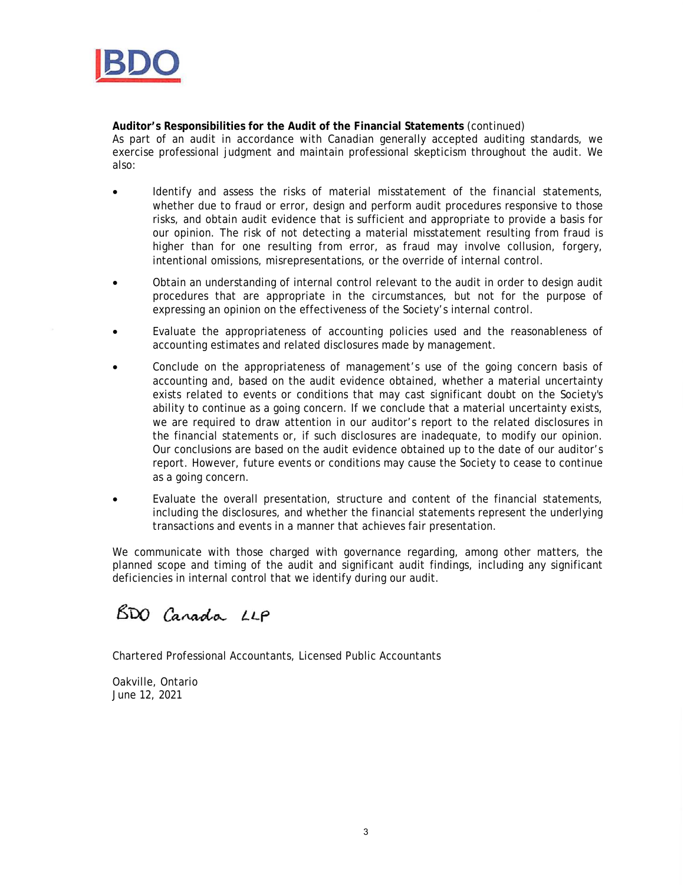**Auditor's Responsibilities for the Audit of the Financial Statements** (continued)
As part of an audit in accordance with Canadian generally accepted auditing standards, we exercise professional judgment and maintain professional skepticism throughout the audit. We also:

- Identify and assess the risks of material misstatement of the financial statements, whether due to fraud or error, design and perform audit procedures responsive to those risks, and obtain audit evidence that is sufficient and appropriate to provide a basis for our opinion. The risk of not detecting a material misstatement resulting from fraud is higher than for one resulting from error, as fraud may involve collusion, forgery, intentional omissions, misrepresentations, or the override of internal control.

- Obtain an understanding of internal control relevant to the audit in order to design audit procedures that are appropriate in the circumstances, but not for the purpose of expressing an opinion on the effectiveness of the Society's internal control.

- Evaluate the appropriateness of accounting policies used and the reasonableness of accounting estimates and related disclosures made by management.

- Conclude on the appropriateness of management's use of the going concern basis of accounting and, based on the audit evidence obtained, whether a material uncertainty exists related to events or conditions that may cast significant doubt on the Society's ability to continue as a going concern. If we conclude that a material uncertainty exists, we are required to draw attention in our auditor's report to the related disclosures in the financial statements or, if such disclosures are inadequate, to modify our opinion. Our conclusions are based on the audit evidence obtained up to the date of our auditor's report. However, future events or conditions may cause the Society to cease to continue as a going concern.

- Evaluate the overall presentation, structure and content of the financial statements, including the disclosures, and whether the financial statements represent the underlying transactions and events in a manner that achieves fair presentation.

We communicate with those charged with governance regarding, among other matters, the planned scope and timing of the audit and significant audit findings, including any significant deficiencies in internal control that we identify during our audit.

BDO Canada LLP

Chartered Professional Accountants, Licensed Public Accountants

Oakville, Ontario
June 12, 2021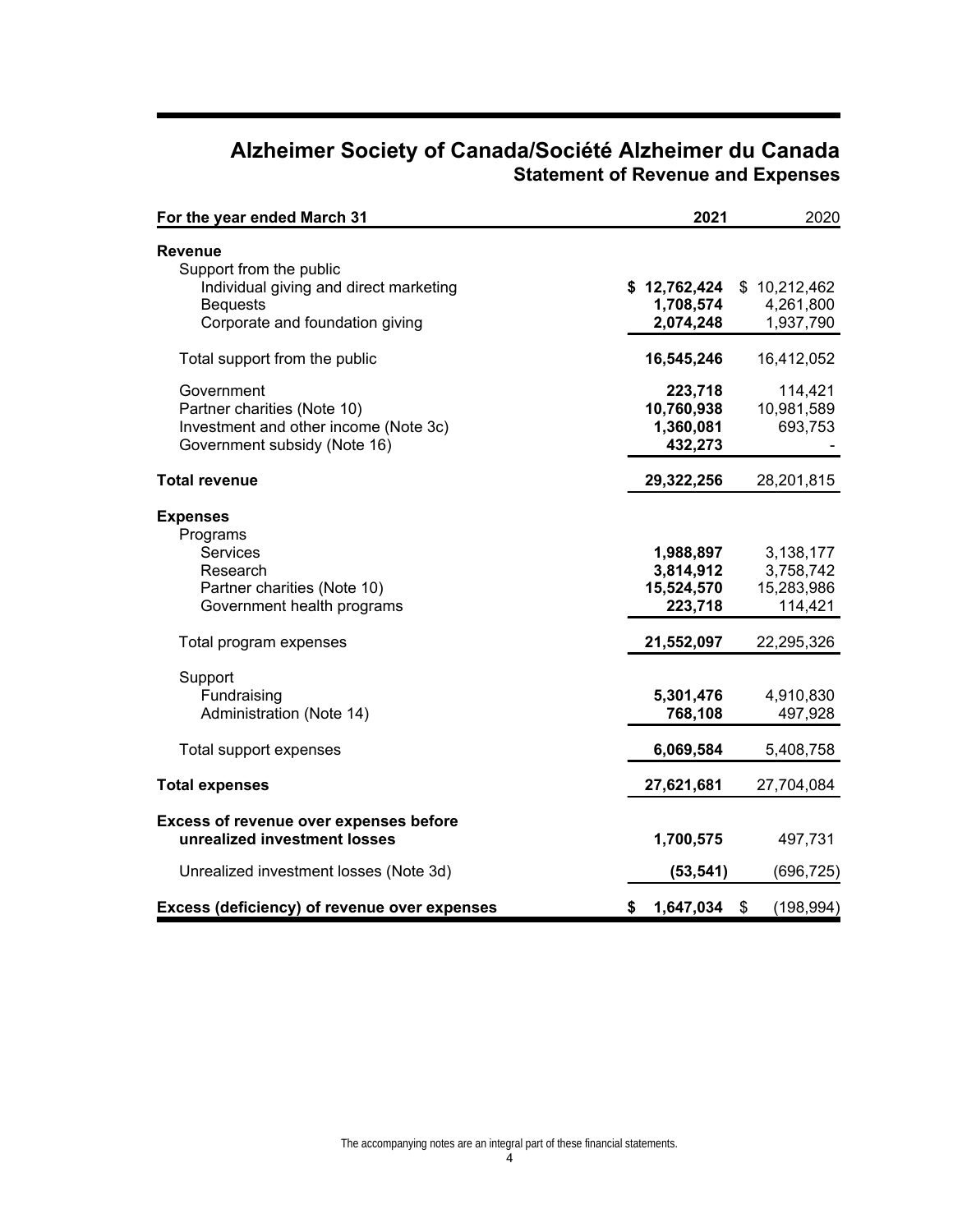# Alzheimer Society of Canada/Société Alzheimer du Canada

## Statement of Revenue and Expenses

| For the year ended March 31 | 2021 | 2020 |
|---|---|---|
| **Revenue** | | |
| Support from the public | | |
| Individual giving and direct marketing | **$ 12,762,424** | $ 10,212,462 |
| Bequests | **1,708,574** | 4,261,800 |
| Corporate and foundation giving | **2,074,248** | 1,937,790 |
| Total support from the public | **16,545,246** | 16,412,052 |
| Government | **223,718** | 114,421 |
| Partner charities (Note 10) | **10,760,938** | 10,981,589 |
| Investment and other income (Note 3c) | **1,360,081** | 693,753 |
| Government subsidy (Note 16) | **432,273** | - |
| **Total revenue** | **29,322,256** | 28,201,815 |
| **Expenses** | | |
| Programs | | |
| Services | **1,988,897** | 3,138,177 |
| Research | **3,814,912** | 3,758,742 |
| Partner charities (Note 10) | **15,524,570** | 15,283,986 |
| Government health programs | **223,718** | 114,421 |
| Total program expenses | **21,552,097** | 22,295,326 |
| Support | | |
| Fundraising | **5,301,476** | 4,910,830 |
| Administration (Note 14) | **768,108** | 497,928 |
| Total support expenses | **6,069,584** | 5,408,758 |
| **Total expenses** | **27,621,681** | 27,704,084 |
| **Excess of revenue over expenses before unrealized investment losses** | **1,700,575** | 497,731 |
| Unrealized investment losses (Note 3d) | **(53,541)** | (696,725) |
| **Excess (deficiency) of revenue over expenses** | **$ 1,647,034** | $ (198,994) |

The accompanying notes are an integral part of these financial statements.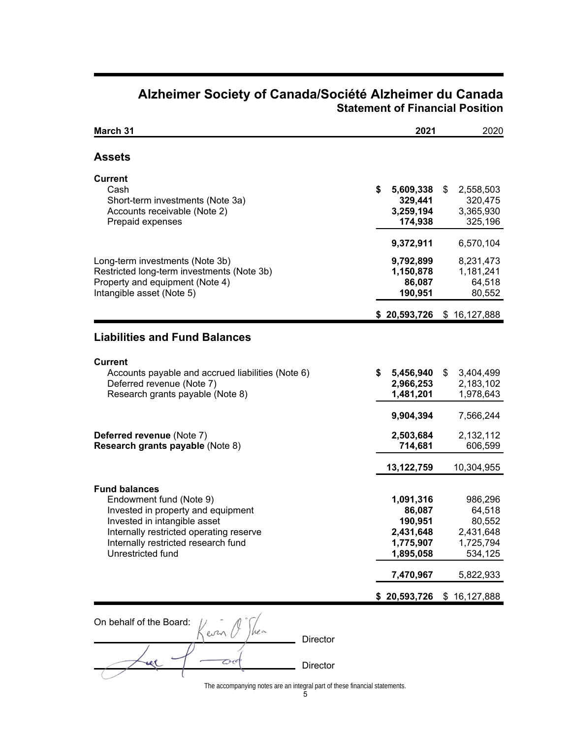# Alzheimer Society of Canada/Société Alzheimer du Canada

## Statement of Financial Position

| March 31 | 2021 | 2020 |
|---|---|---|
| **Assets** | | |
| **Current** | | |
| Cash | $ 5,609,338 | $ 2,558,503 |
| Short-term investments (Note 3a) | 329,441 | 320,475 |
| Accounts receivable (Note 2) | 3,259,194 | 3,365,930 |
| Prepaid expenses | 174,938 | 325,196 |
| | 9,372,911 | 6,570,104 |
| Long-term investments (Note 3b) | 9,792,899 | 8,231,473 |
| Restricted long-term investments (Note 3b) | 1,150,878 | 1,181,241 |
| Property and equipment (Note 4) | 86,087 | 64,518 |
| Intangible asset (Note 5) | 190,951 | 80,552 |
| | $ 20,593,726 | $ 16,127,888 |
| **Liabilities and Fund Balances** | | |
| **Current** | | |
| Accounts payable and accrued liabilities (Note 6) | $ 5,456,940 | $ 3,404,499 |
| Deferred revenue (Note 7) | 2,966,253 | 2,183,102 |
| Research grants payable (Note 8) | 1,481,201 | 1,978,643 |
| | 9,904,394 | 7,566,244 |
| **Deferred revenue** (Note 7) | 2,503,684 | 2,132,112 |
| **Research grants payable** (Note 8) | 714,681 | 606,599 |
| | 13,122,759 | 10,304,955 |
| **Fund balances** | | |
| Endowment fund (Note 9) | 1,091,316 | 986,296 |
| Invested in property and equipment | 86,087 | 64,518 |
| Invested in intangible asset | 190,951 | 80,552 |
| Internally restricted operating reserve | 2,431,648 | 2,431,648 |
| Internally restricted research fund | 1,775,907 | 1,725,794 |
| Unrestricted fund | 1,895,058 | 534,125 |
| | 7,470,967 | 5,822,933 |
| | $ 20,593,726 | $ 16,127,888 |

On behalf of the Board:

Director

Director

The accompanying notes are an integral part of these financial statements.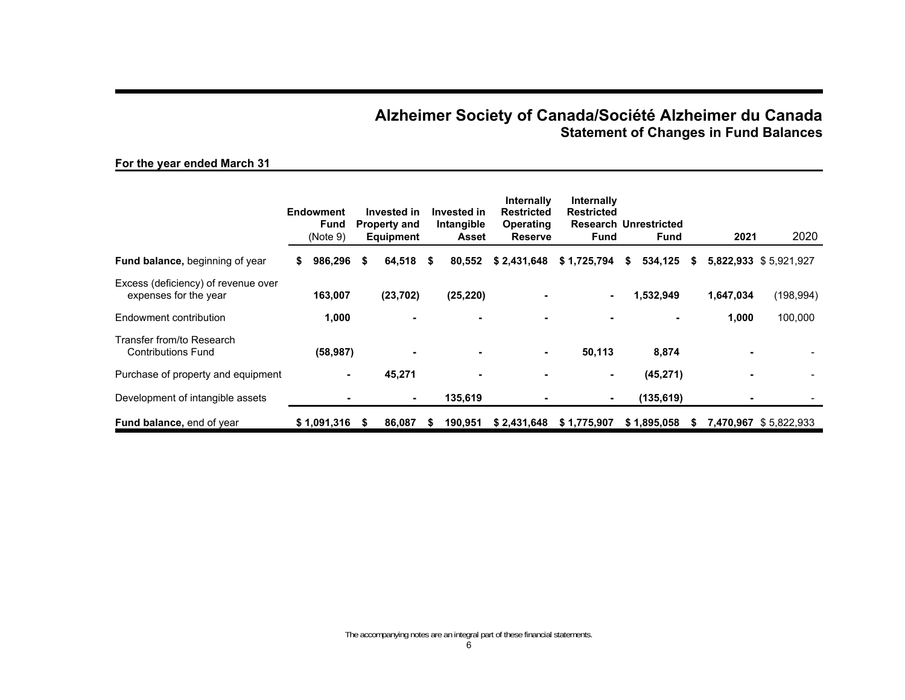# Alzheimer Society of Canada/Société Alzheimer du Canada

## Statement of Changes in Fund Balances

**For the year ended March 31**

| | Endowment Fund (Note 9) | Invested in Property and Equipment | Invested in Intangible Asset | Internally Restricted Operating Reserve | Internally Restricted Research Fund | Unrestricted Fund | 2021 | 2020 |
|---|---|---|---|---|---|---|---|---|
| **Fund balance,** beginning of year | $ 986,296 | $ 64,518 | $ 80,552 | $ 2,431,648 | $ 1,725,794 | $ 534,125 | $ 5,822,933 | $ 5,921,927 |
| Excess (deficiency) of revenue over expenses for the year | 163,007 | (23,702) | (25,220) | - | - | 1,532,949 | 1,647,034 | (198,994) |
| Endowment contribution | 1,000 | - | - | - | - | - | 1,000 | 100,000 |
| Transfer from/to Research Contributions Fund | (58,987) | - | - | - | 50,113 | 8,874 | - | - |
| Purchase of property and equipment | - | 45,271 | - | - | - | (45,271) | - | - |
| Development of intangible assets | - | - | 135,619 | - | - | (135,619) | - | - |
| **Fund balance,** end of year | $ 1,091,316 | $ 86,087 | $ 190,951 | $ 2,431,648 | $ 1,775,907 | $ 1,895,058 | $ 7,470,967 | $ 5,822,933 |

The accompanying notes are an integral part of these financial statements.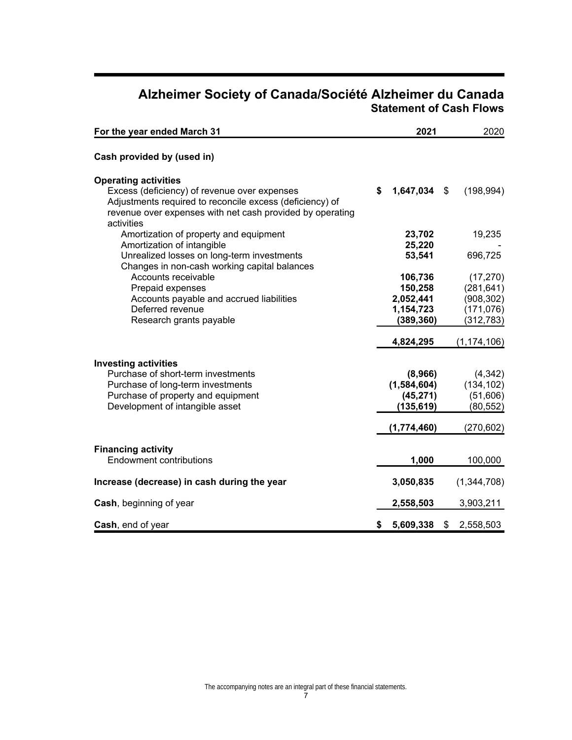# Alzheimer Society of Canada/Société Alzheimer du Canada

## Statement of Cash Flows

| For the year ended March 31 | 2021 | 2020 |
|---|---|---|
| **Cash provided by (used in)** | | |
| **Operating activities** | | |
| Excess (deficiency) of revenue over expenses | $ 1,647,034 | $ (198,994) |
| Adjustments required to reconcile excess (deficiency) of revenue over expenses with net cash provided by operating activities | | |
| Amortization of property and equipment | 23,702 | 19,235 |
| Amortization of intangible | 25,220 | - |
| Unrealized losses on long-term investments | 53,541 | 696,725 |
| Changes in non-cash working capital balances | | |
| Accounts receivable | 106,736 | (17,270) |
| Prepaid expenses | 150,258 | (281,641) |
| Accounts payable and accrued liabilities | 2,052,441 | (908,302) |
| Deferred revenue | 1,154,723 | (171,076) |
| Research grants payable | (389,360) | (312,783) |
| | 4,824,295 | (1,174,106) |
| **Investing activities** | | |
| Purchase of short-term investments | (8,966) | (4,342) |
| Purchase of long-term investments | (1,584,604) | (134,102) |
| Purchase of property and equipment | (45,271) | (51,606) |
| Development of intangible asset | (135,619) | (80,552) |
| | (1,774,460) | (270,602) |
| **Financing activity** | | |
| Endowment contributions | 1,000 | 100,000 |
| **Increase (decrease) in cash during the year** | 3,050,835 | (1,344,708) |
| **Cash**, beginning of year | 2,558,503 | 3,903,211 |
| **Cash**, end of year | $ 5,609,338 | $ 2,558,503 |

The accompanying notes are an integral part of these financial statements.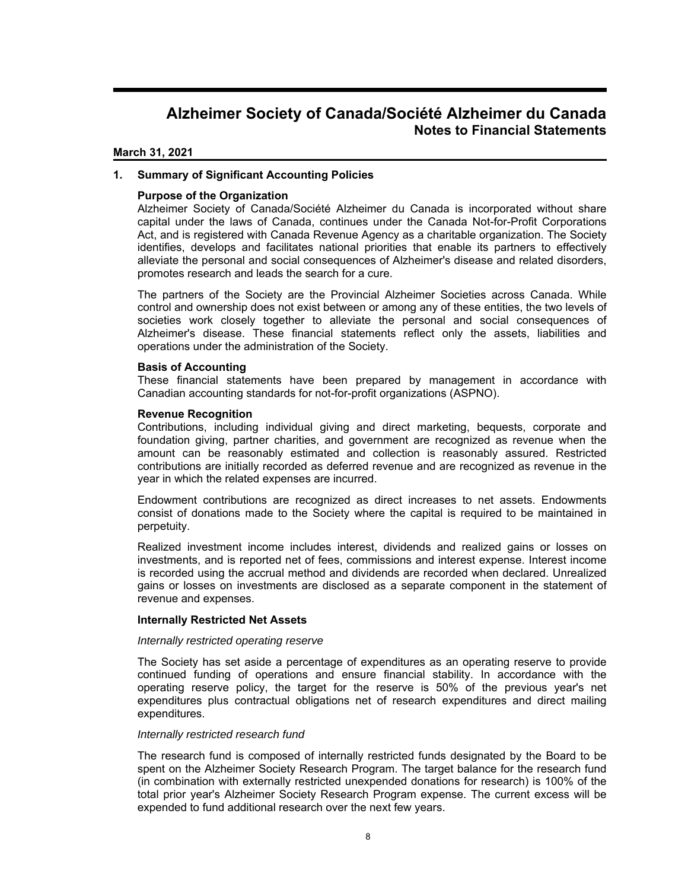# Alzheimer Society of Canada/Société Alzheimer du Canada
## Notes to Financial Statements

**March 31, 2021**

### 1. Summary of Significant Accounting Policies

**Purpose of the Organization**

Alzheimer Society of Canada/Société Alzheimer du Canada is incorporated without share capital under the laws of Canada, continues under the Canada Not-for-Profit Corporations Act, and is registered with Canada Revenue Agency as a charitable organization. The Society identifies, develops and facilitates national priorities that enable its partners to effectively alleviate the personal and social consequences of Alzheimer's disease and related disorders, promotes research and leads the search for a cure.

The partners of the Society are the Provincial Alzheimer Societies across Canada. While control and ownership does not exist between or among any of these entities, the two levels of societies work closely together to alleviate the personal and social consequences of Alzheimer's disease. These financial statements reflect only the assets, liabilities and operations under the administration of the Society.

**Basis of Accounting**

These financial statements have been prepared by management in accordance with Canadian accounting standards for not-for-profit organizations (ASPNO).

**Revenue Recognition**

Contributions, including individual giving and direct marketing, bequests, corporate and foundation giving, partner charities, and government are recognized as revenue when the amount can be reasonably estimated and collection is reasonably assured. Restricted contributions are initially recorded as deferred revenue and are recognized as revenue in the year in which the related expenses are incurred.

Endowment contributions are recognized as direct increases to net assets. Endowments consist of donations made to the Society where the capital is required to be maintained in perpetuity.

Realized investment income includes interest, dividends and realized gains or losses on investments, and is reported net of fees, commissions and interest expense. Interest income is recorded using the accrual method and dividends are recorded when declared. Unrealized gains or losses on investments are disclosed as a separate component in the statement of revenue and expenses.

**Internally Restricted Net Assets**

*Internally restricted operating reserve*

The Society has set aside a percentage of expenditures as an operating reserve to provide continued funding of operations and ensure financial stability. In accordance with the operating reserve policy, the target for the reserve is 50% of the previous year's net expenditures plus contractual obligations net of research expenditures and direct mailing expenditures.

*Internally restricted research fund*

The research fund is composed of internally restricted funds designated by the Board to be spent on the Alzheimer Society Research Program. The target balance for the research fund (in combination with externally restricted unexpended donations for research) is 100% of the total prior year's Alzheimer Society Research Program expense. The current excess will be expended to fund additional research over the next few years.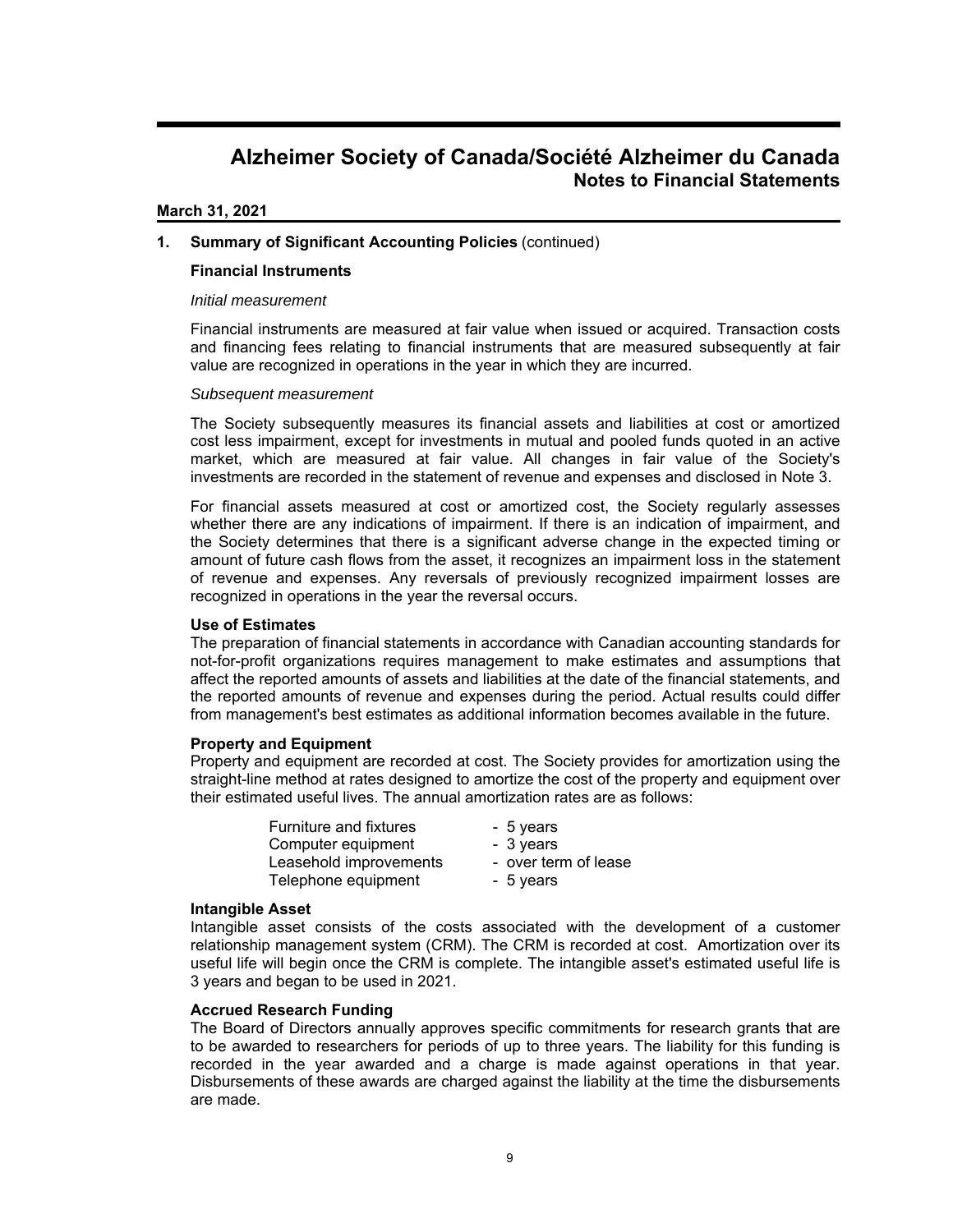# Alzheimer Society of Canada/Société Alzheimer du Canada
## Notes to Financial Statements

**March 31, 2021**

### 1. Summary of Significant Accounting Policies (continued)

**Financial Instruments**

*Initial measurement*

Financial instruments are measured at fair value when issued or acquired. Transaction costs and financing fees relating to financial instruments that are measured subsequently at fair value are recognized in operations in the year in which they are incurred.

*Subsequent measurement*

The Society subsequently measures its financial assets and liabilities at cost or amortized cost less impairment, except for investments in mutual and pooled funds quoted in an active market, which are measured at fair value. All changes in fair value of the Society's investments are recorded in the statement of revenue and expenses and disclosed in Note 3.

For financial assets measured at cost or amortized cost, the Society regularly assesses whether there are any indications of impairment. If there is an indication of impairment, and the Society determines that there is a significant adverse change in the expected timing or amount of future cash flows from the asset, it recognizes an impairment loss in the statement of revenue and expenses. Any reversals of previously recognized impairment losses are recognized in operations in the year the reversal occurs.

**Use of Estimates**

The preparation of financial statements in accordance with Canadian accounting standards for not-for-profit organizations requires management to make estimates and assumptions that affect the reported amounts of assets and liabilities at the date of the financial statements, and the reported amounts of revenue and expenses during the period. Actual results could differ from management's best estimates as additional information becomes available in the future.

**Property and Equipment**

Property and equipment are recorded at cost. The Society provides for amortization using the straight-line method at rates designed to amortize the cost of the property and equipment over their estimated useful lives. The annual amortization rates are as follows:

| | |
|---|---|
| Furniture and fixtures | - 5 years |
| Computer equipment | - 3 years |
| Leasehold improvements | - over term of lease |
| Telephone equipment | - 5 years |

**Intangible Asset**

Intangible asset consists of the costs associated with the development of a customer relationship management system (CRM). The CRM is recorded at cost. Amortization over its useful life will begin once the CRM is complete. The intangible asset's estimated useful life is 3 years and began to be used in 2021.

**Accrued Research Funding**

The Board of Directors annually approves specific commitments for research grants that are to be awarded to researchers for periods of up to three years. The liability for this funding is recorded in the year awarded and a charge is made against operations in that year. Disbursements of these awards are charged against the liability at the time the disbursements are made.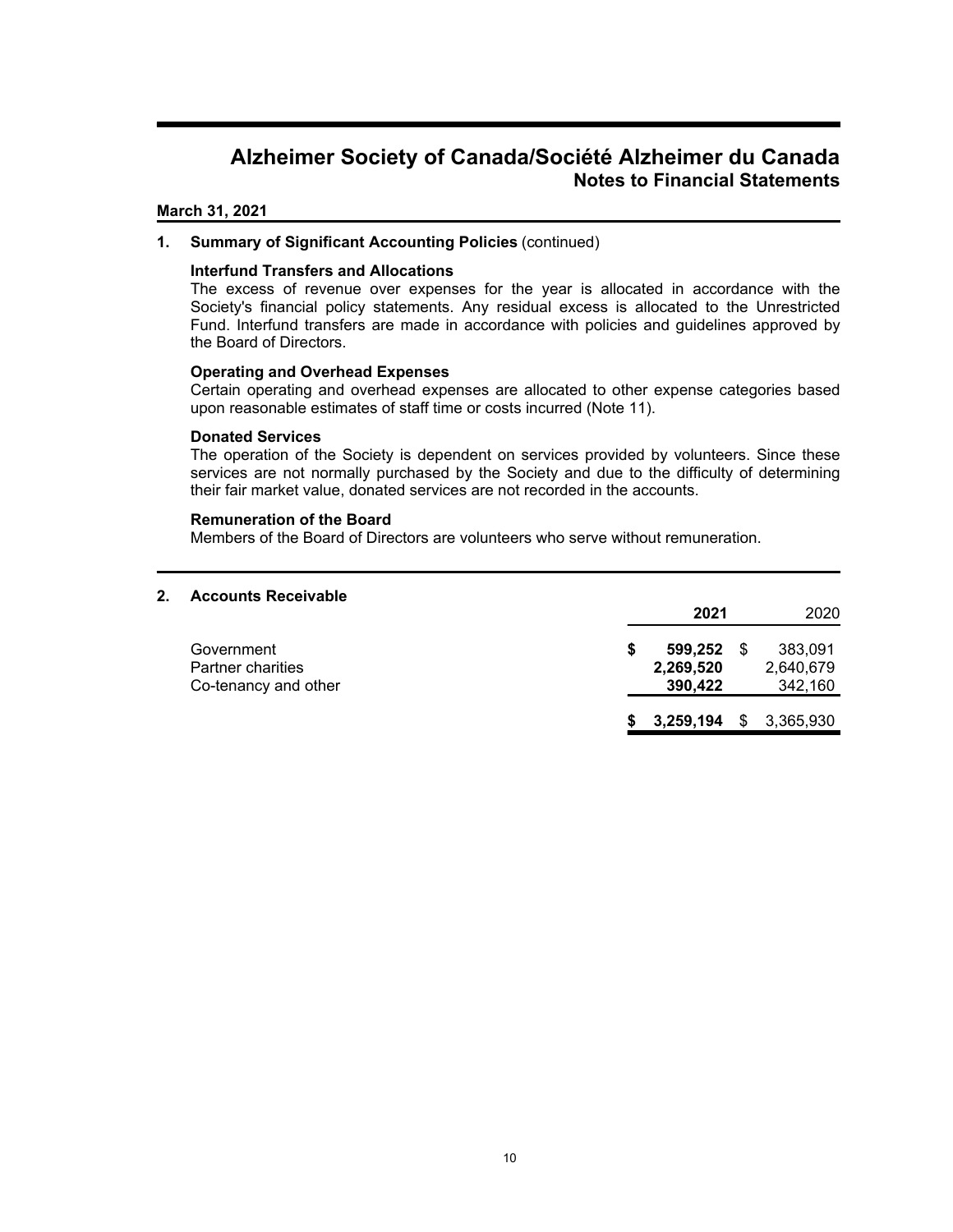# Alzheimer Society of Canada/Société Alzheimer du Canada
## Notes to Financial Statements

**March 31, 2021**

### 1. Summary of Significant Accounting Policies (continued)

**Interfund Transfers and Allocations**

The excess of revenue over expenses for the year is allocated in accordance with the Society's financial policy statements. Any residual excess is allocated to the Unrestricted Fund. Interfund transfers are made in accordance with policies and guidelines approved by the Board of Directors.

**Operating and Overhead Expenses**

Certain operating and overhead expenses are allocated to other expense categories based upon reasonable estimates of staff time or costs incurred (Note 11).

**Donated Services**

The operation of the Society is dependent on services provided by volunteers. Since these services are not normally purchased by the Society and due to the difficulty of determining their fair market value, donated services are not recorded in the accounts.

**Remuneration of the Board**

Members of the Board of Directors are volunteers who serve without remuneration.

### 2. Accounts Receivable

| | 2021 | 2020 |
|---|---|---|
| Government | $ 599,252 | $ 383,091 |
| Partner charities | 2,269,520 | 2,640,679 |
| Co-tenancy and other | 390,422 | 342,160 |
| | $ 3,259,194 | $ 3,365,930 |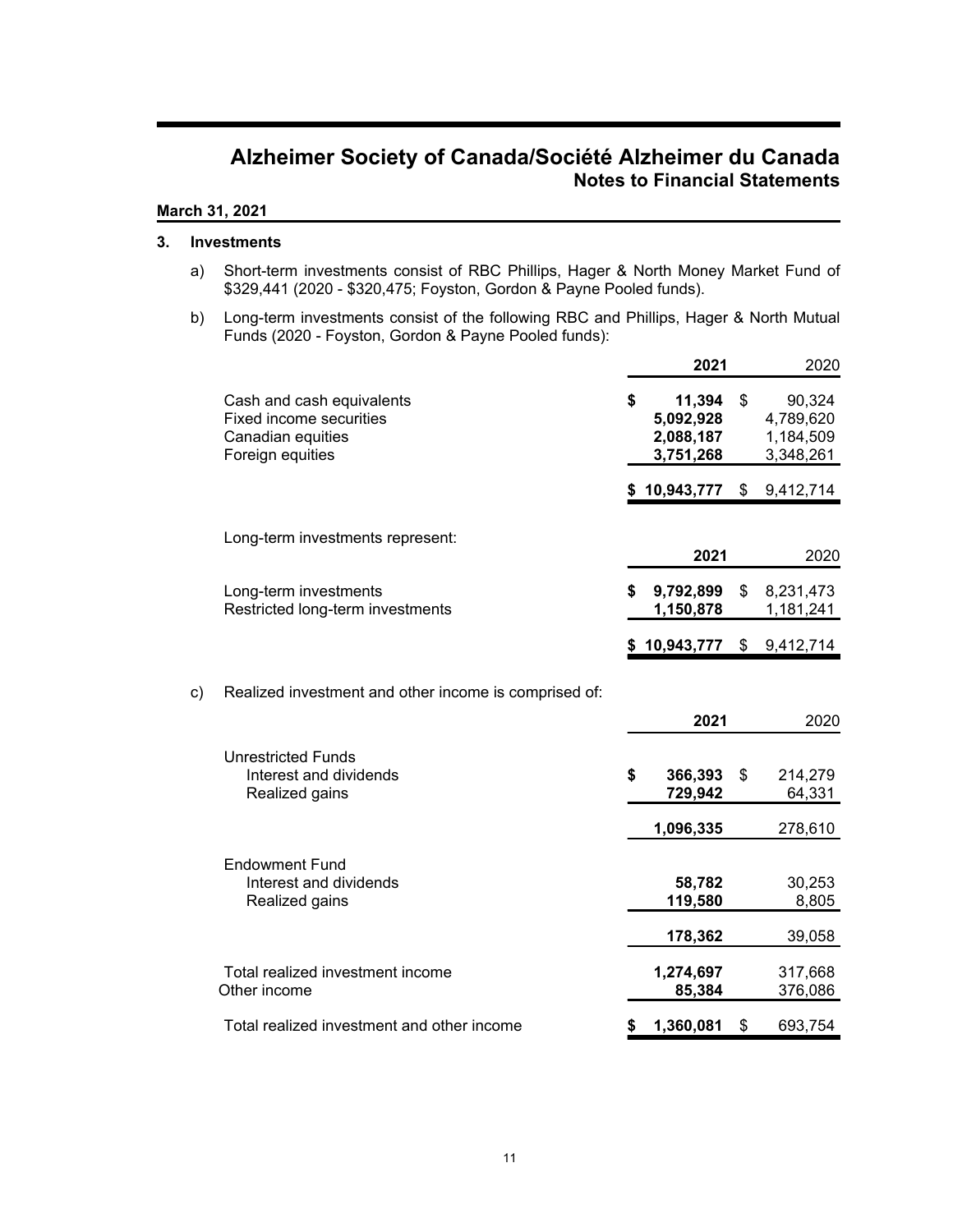# Alzheimer Society of Canada/Société Alzheimer du Canada
## Notes to Financial Statements

**March 31, 2021**

### 3. Investments

a) Short-term investments consist of RBC Phillips, Hager & North Money Market Fund of $329,441 (2020 - $320,475; Foyston, Gordon & Payne Pooled funds).

b) Long-term investments consist of the following RBC and Phillips, Hager & North Mutual Funds (2020 - Foyston, Gordon & Payne Pooled funds):

| | **2021** | 2020 |
|---|---|---|
| Cash and cash equivalents | **$ 11,394** | $ 90,324 |
| Fixed income securities | **5,092,928** | 4,789,620 |
| Canadian equities | **2,088,187** | 1,184,509 |
| Foreign equities | **3,751,268** | 3,348,261 |
| | **$ 10,943,777** | $ 9,412,714 |

Long-term investments represent:

| | **2021** | 2020 |
|---|---|---|
| Long-term investments | **$ 9,792,899** | $ 8,231,473 |
| Restricted long-term investments | **1,150,878** | 1,181,241 |
| | **$ 10,943,777** | $ 9,412,714 |

c) Realized investment and other income is comprised of:

| | **2021** | 2020 |
|---|---|---|
| Unrestricted Funds | | |
| Interest and dividends | **$ 366,393** | $ 214,279 |
| Realized gains | **729,942** | 64,331 |
| | **1,096,335** | 278,610 |
| Endowment Fund | | |
| Interest and dividends | **58,782** | 30,253 |
| Realized gains | **119,580** | 8,805 |
| | **178,362** | 39,058 |
| Total realized investment income | **1,274,697** | 317,668 |
| Other income | **85,384** | 376,086 |
| Total realized investment and other income | **$ 1,360,081** | $ 693,754 |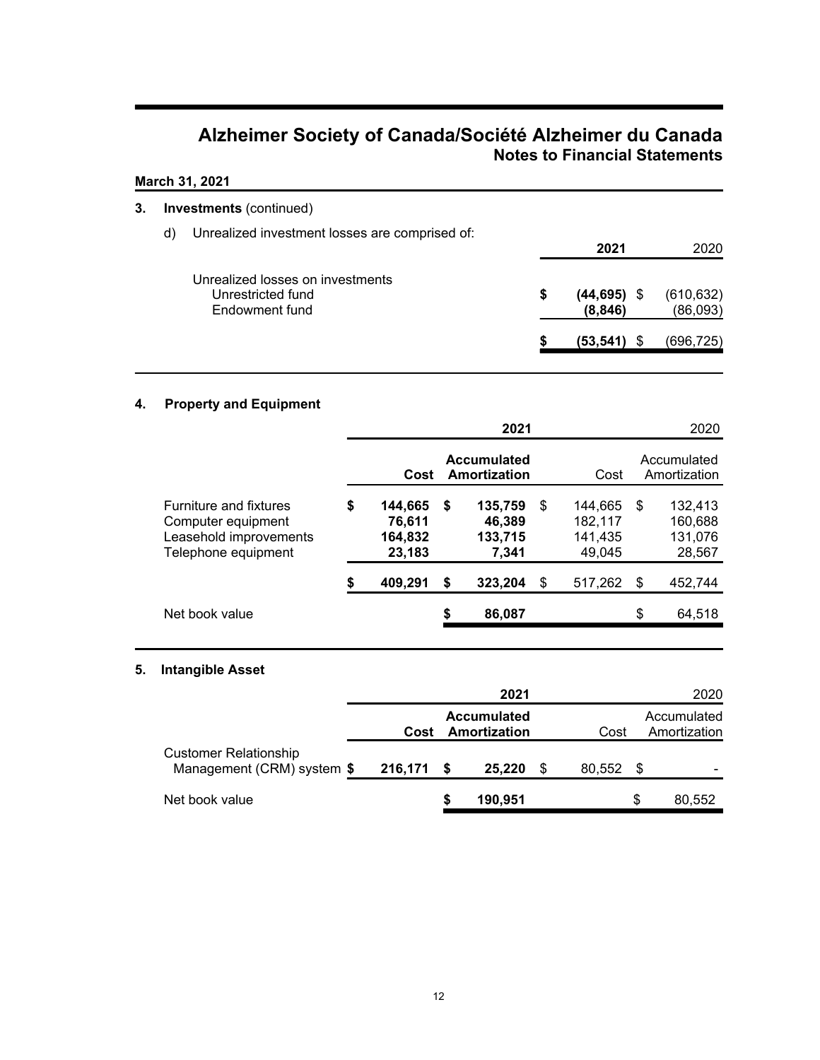# Alzheimer Society of Canada/Société Alzheimer du Canada
## Notes to Financial Statements

**March 31, 2021**

**3. Investments** (continued)

d) Unrealized investment losses are comprised of:

| | 2021 | 2020 |
|---|---|---|
| Unrealized losses on investments | | |
| Unrestricted fund | **$ (44,695)** | $ (610,632) |
| Endowment fund | **(8,846)** | (86,093) |
| | **$ (53,541)** | $ (696,725) |

**4. Property and Equipment**

| | 2021 | | 2020 | |
|---|---|---|---|---|
| | **Cost** | **Accumulated Amortization** | Cost | Accumulated Amortization |
| Furniture and fixtures | **$ 144,665** | **$ 135,759** | $ 144,665 | $ 132,413 |
| Computer equipment | **76,611** | **46,389** | 182,117 | 160,688 |
| Leasehold improvements | **164,832** | **133,715** | 141,435 | 131,076 |
| Telephone equipment | **23,183** | **7,341** | 49,045 | 28,567 |
| | **$ 409,291** | **$ 323,204** | $ 517,262 | $ 452,744 |
| Net book value | | **$ 86,087** | | $ 64,518 |

**5. Intangible Asset**

| | 2021 | | 2020 | |
|---|---|---|---|---|
| | **Cost** | **Accumulated Amortization** | Cost | Accumulated Amortization |
| Customer Relationship Management (CRM) system | **$ 216,171** | **$ 25,220** | $ 80,552 | $ - |
| Net book value | | **$ 190,951** | | $ 80,552 |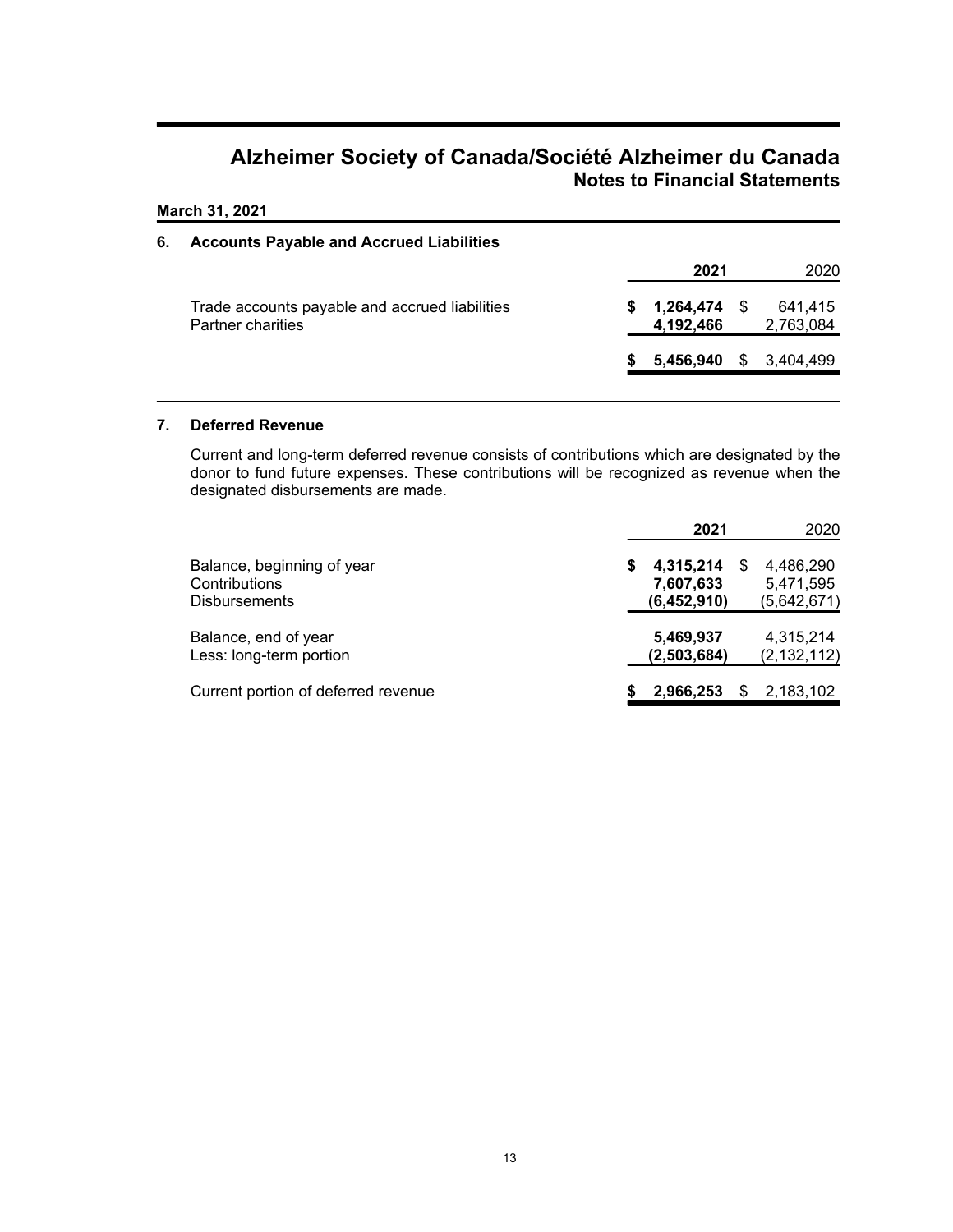# Alzheimer Society of Canada/Société Alzheimer du Canada
## Notes to Financial Statements

**March 31, 2021**

### 6. Accounts Payable and Accrued Liabilities

| | **2021** | 2020 |
|---|---|---|
| Trade accounts payable and accrued liabilities | **$ 1,264,474** | $ 641,415 |
| Partner charities | **4,192,466** | 2,763,084 |
| | **$ 5,456,940** | $ 3,404,499 |

### 7. Deferred Revenue

Current and long-term deferred revenue consists of contributions which are designated by the donor to fund future expenses. These contributions will be recognized as revenue when the designated disbursements are made.

| | **2021** | 2020 |
|---|---|---|
| Balance, beginning of year | **$ 4,315,214** | $ 4,486,290 |
| Contributions | **7,607,633** | 5,471,595 |
| Disbursements | **(6,452,910)** | (5,642,671) |
| Balance, end of year | **5,469,937** | 4,315,214 |
| Less: long-term portion | **(2,503,684)** | (2,132,112) |
| Current portion of deferred revenue | **$ 2,966,253** | $ 2,183,102 |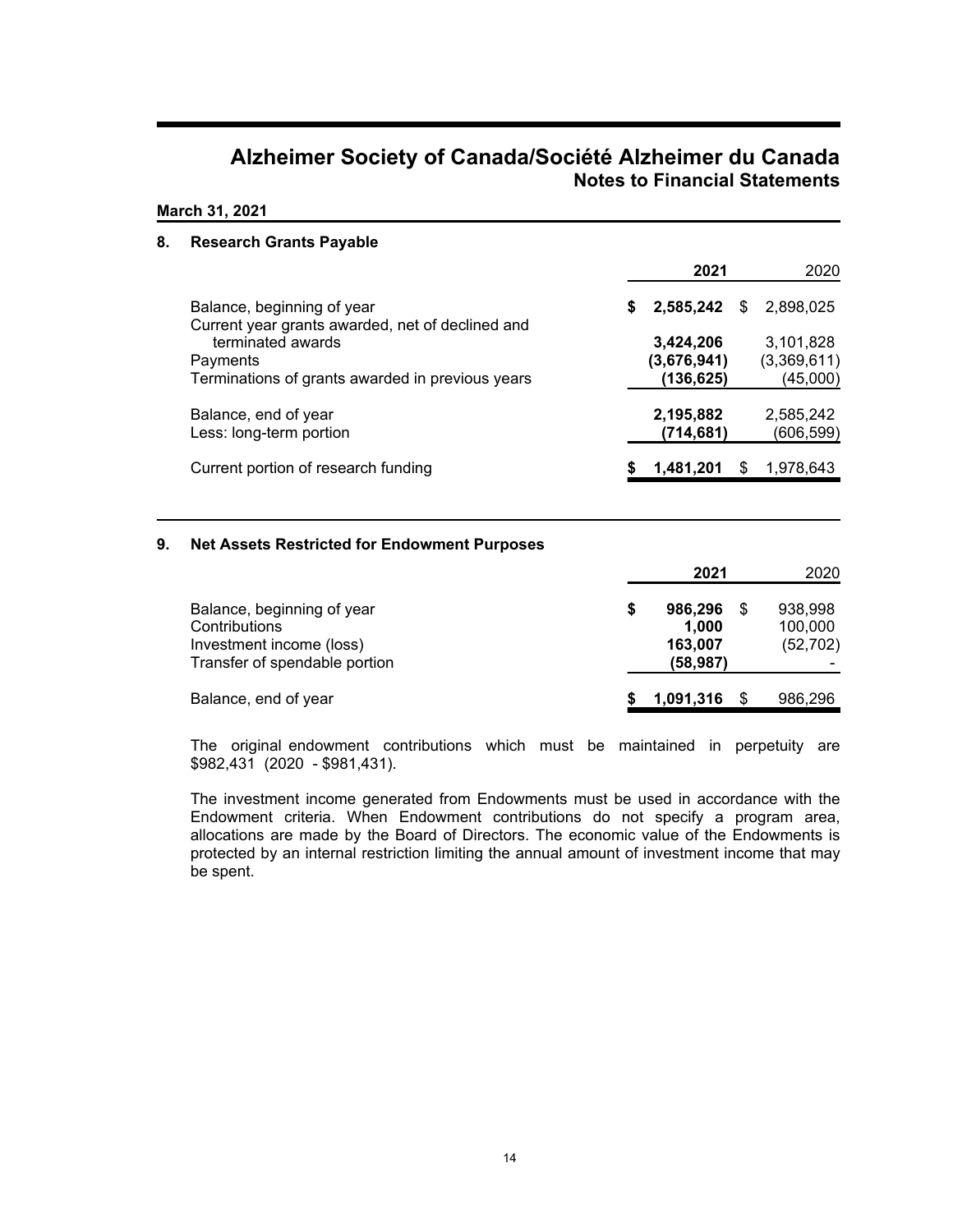# Alzheimer Society of Canada/Société Alzheimer du Canada
## Notes to Financial Statements

**March 31, 2021**

### 8. Research Grants Payable

| | **2021** | 2020 |
|---|---|---|
| Balance, beginning of year | **$ 2,585,242** | $ 2,898,025 |
| Current year grants awarded, net of declined and terminated awards | **3,424,206** | 3,101,828 |
| Payments | **(3,676,941)** | (3,369,611) |
| Terminations of grants awarded in previous years | **(136,625)** | (45,000) |
| Balance, end of year | **2,195,882** | 2,585,242 |
| Less: long-term portion | **(714,681)** | (606,599) |
| Current portion of research funding | **$ 1,481,201** | $ 1,978,643 |

### 9. Net Assets Restricted for Endowment Purposes

| | **2021** | 2020 |
|---|---|---|
| Balance, beginning of year | **$ 986,296** | $ 938,998 |
| Contributions | **1,000** | 100,000 |
| Investment income (loss) | **163,007** | (52,702) |
| Transfer of spendable portion | **(58,987)** | - |
| Balance, end of year | **$ 1,091,316** | $ 986,296 |

The original endowment contributions which must be maintained in perpetuity are $982,431 (2020 - $981,431).

The investment income generated from Endowments must be used in accordance with the Endowment criteria. When Endowment contributions do not specify a program area, allocations are made by the Board of Directors. The economic value of the Endowments is protected by an internal restriction limiting the annual amount of investment income that may be spent.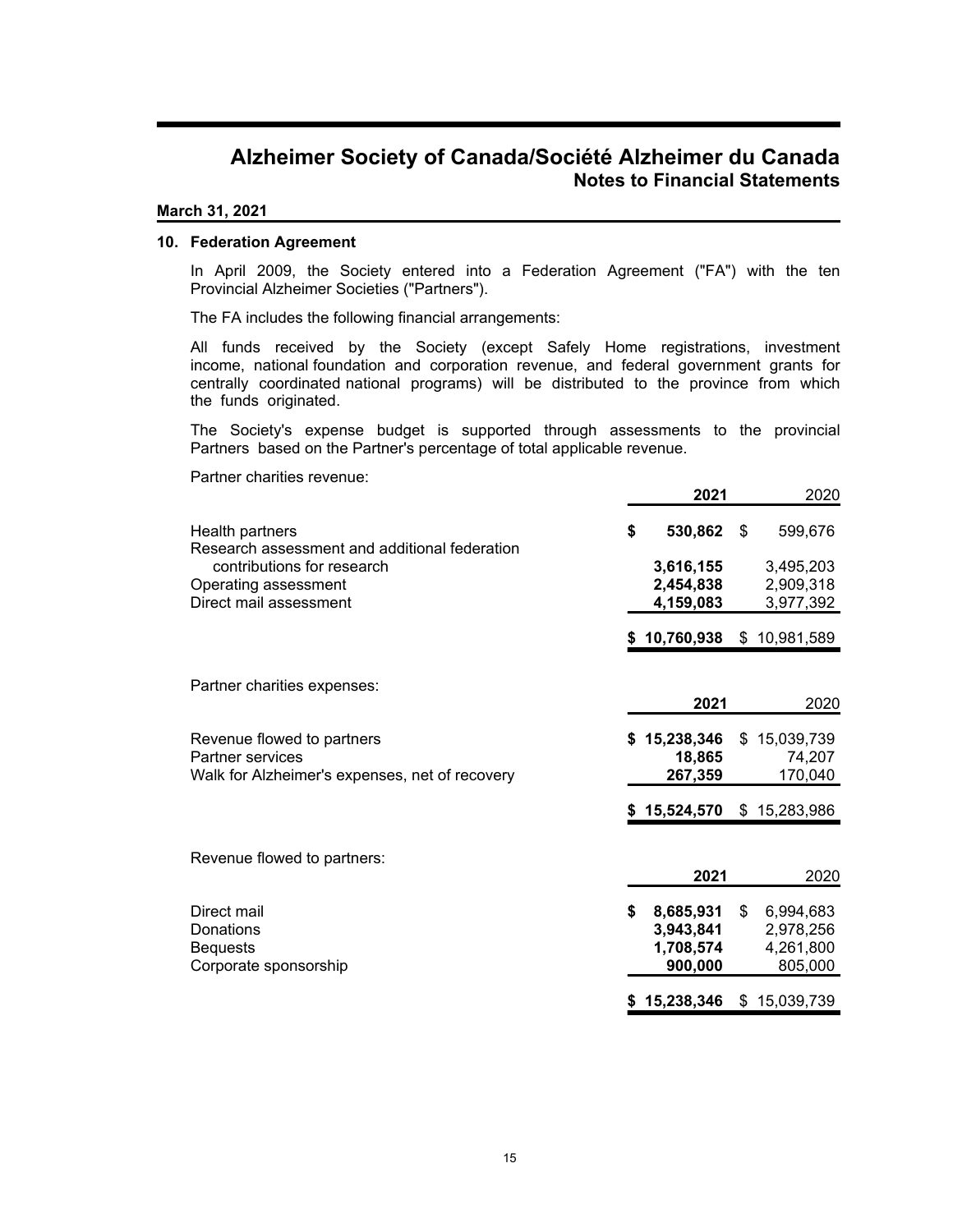# Alzheimer Society of Canada/Société Alzheimer du Canada
## Notes to Financial Statements

**March 31, 2021**

### 10. Federation Agreement

In April 2009, the Society entered into a Federation Agreement ("FA") with the ten Provincial Alzheimer Societies ("Partners").

The FA includes the following financial arrangements:

All funds received by the Society (except Safely Home registrations, investment income, national foundation and corporation revenue, and federal government grants for centrally coordinated national programs) will be distributed to the province from which the funds originated.

The Society's expense budget is supported through assessments to the provincial Partners based on the Partner's percentage of total applicable revenue.

Partner charities revenue:

| | **2021** | 2020 |
|---|---|---|
| Health partners | **$ 530,862** | $ 599,676 |
| Research assessment and additional federation contributions for research | **3,616,155** | 3,495,203 |
| Operating assessment | **2,454,838** | 2,909,318 |
| Direct mail assessment | **4,159,083** | 3,977,392 |
| | **$ 10,760,938** | $ 10,981,589 |

Partner charities expenses:

| | **2021** | 2020 |
|---|---|---|
| Revenue flowed to partners | **$ 15,238,346** | $ 15,039,739 |
| Partner services | **18,865** | 74,207 |
| Walk for Alzheimer's expenses, net of recovery | **267,359** | 170,040 |
| | **$ 15,524,570** | $ 15,283,986 |

Revenue flowed to partners:

| | **2021** | 2020 |
|---|---|---|
| Direct mail | **$ 8,685,931** | $ 6,994,683 |
| Donations | **3,943,841** | 2,978,256 |
| Bequests | **1,708,574** | 4,261,800 |
| Corporate sponsorship | **900,000** | 805,000 |
| | **$ 15,238,346** | $ 15,039,739 |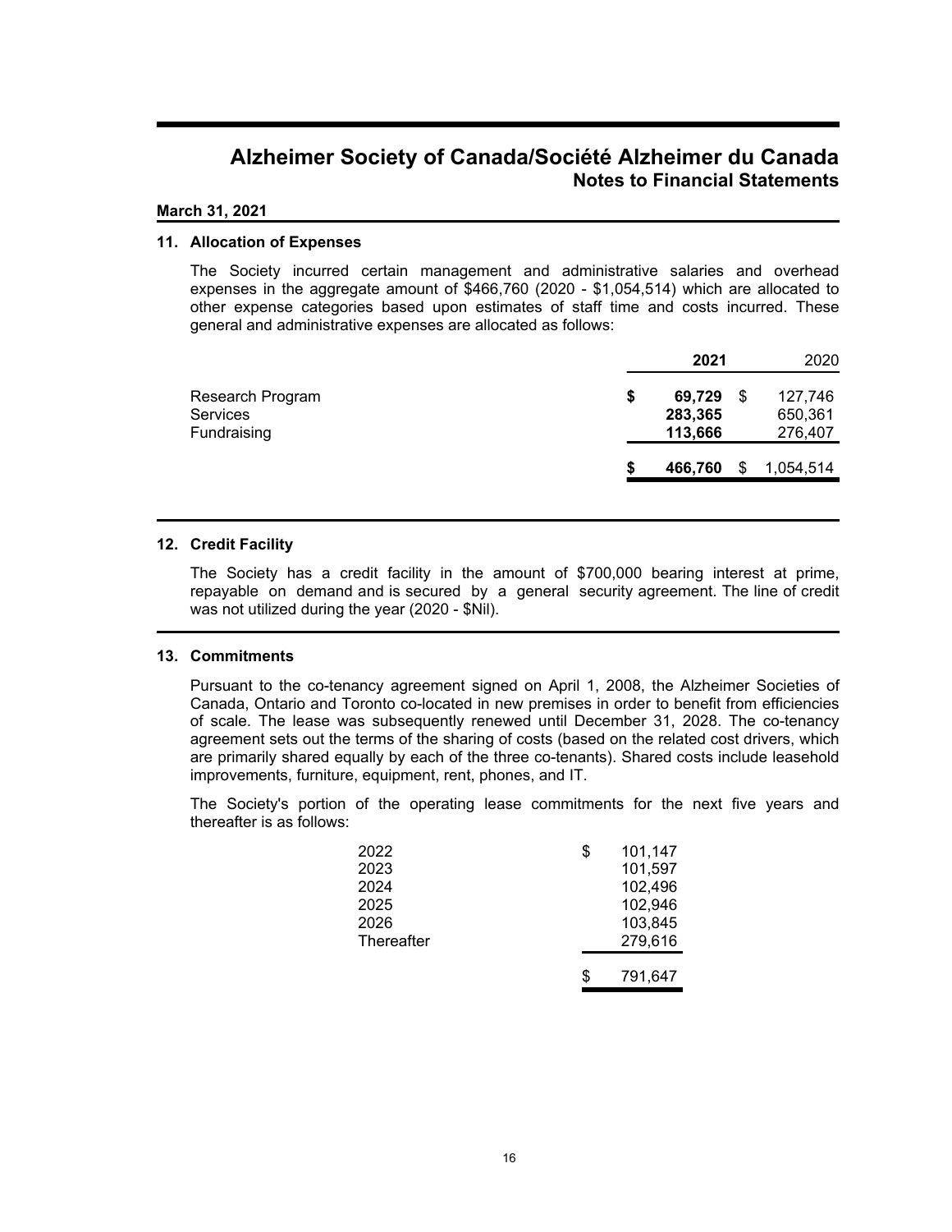# Alzheimer Society of Canada/Société Alzheimer du Canada
## Notes to Financial Statements

**March 31, 2021**

### 11. Allocation of Expenses

The Society incurred certain management and administrative salaries and overhead expenses in the aggregate amount of $466,760 (2020 - $1,054,514) which are allocated to other expense categories based upon estimates of staff time and costs incurred. These general and administrative expenses are allocated as follows:

| | 2021 | 2020 |
|---|---|---|
| Research Program | $ **69,729** | $ 127,746 |
| Services | **283,365** | 650,361 |
| Fundraising | **113,666** | 276,407 |
| | $ **466,760** | $ 1,054,514 |

### 12. Credit Facility

The Society has a credit facility in the amount of $700,000 bearing interest at prime, repayable on demand and is secured by a general security agreement. The line of credit was not utilized during the year (2020 - $Nil).

### 13. Commitments

Pursuant to the co-tenancy agreement signed on April 1, 2008, the Alzheimer Societies of Canada, Ontario and Toronto co-located in new premises in order to benefit from efficiencies of scale. The lease was subsequently renewed until December 31, 2028. The co-tenancy agreement sets out the terms of the sharing of costs (based on the related cost drivers, which are primarily shared equally by each of the three co-tenants). Shared costs include leasehold improvements, furniture, equipment, rent, phones, and IT.

The Society's portion of the operating lease commitments for the next five years and thereafter is as follows:

| | |
|---|---|
| 2022 | $ 101,147 |
| 2023 | 101,597 |
| 2024 | 102,496 |
| 2025 | 102,946 |
| 2026 | 103,845 |
| Thereafter | 279,616 |
| | $ 791,647 |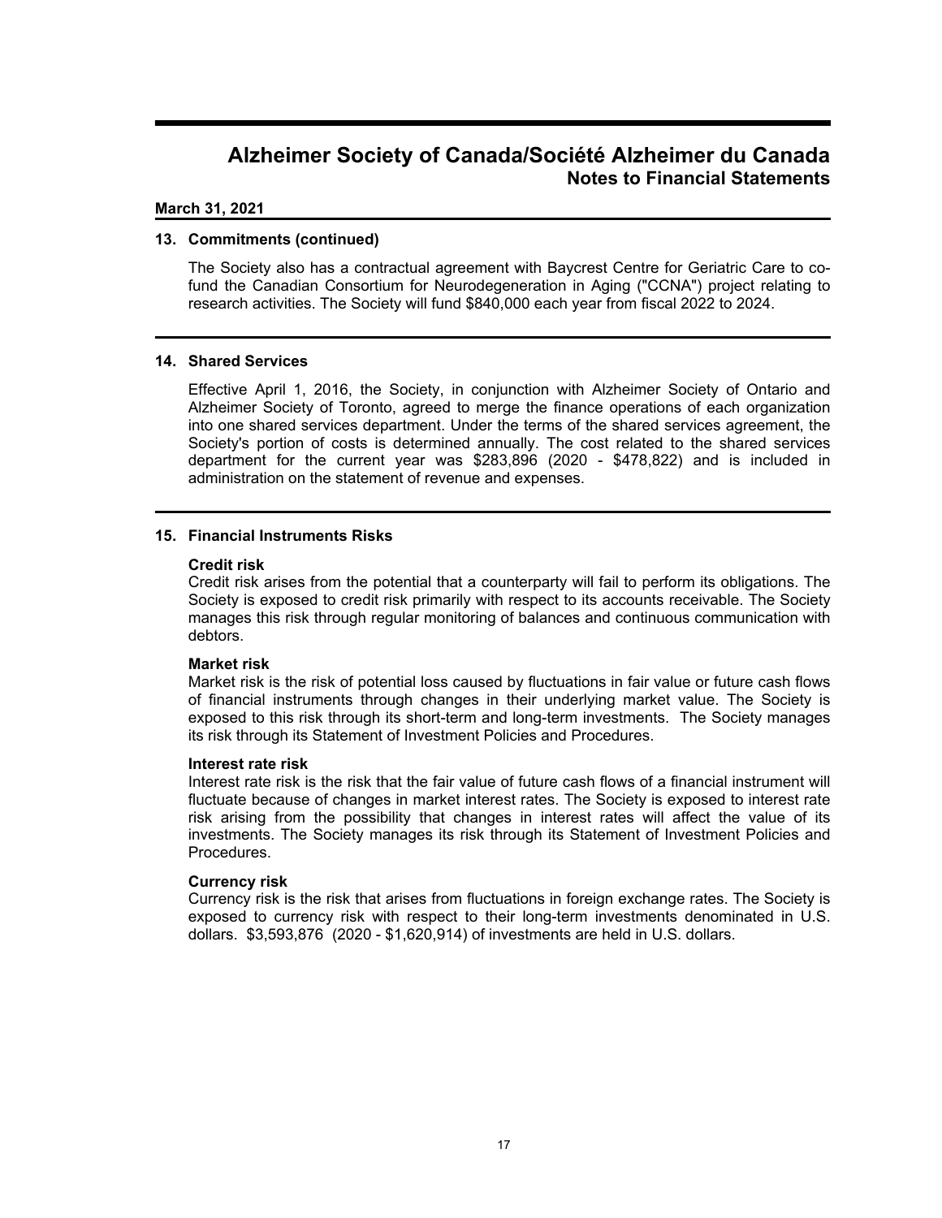## 13. Commitments (continued)

The Society also has a contractual agreement with Baycrest Centre for Geriatric Care to co-fund the Canadian Consortium for Neurodegeneration in Aging ("CCNA") project relating to research activities. The Society will fund $840,000 each year from fiscal 2022 to 2024.

## 14. Shared Services

Effective April 1, 2016, the Society, in conjunction with Alzheimer Society of Ontario and Alzheimer Society of Toronto, agreed to merge the finance operations of each organization into one shared services department. Under the terms of the shared services agreement, the Society's portion of costs is determined annually. The cost related to the shared services department for the current year was $283,896 (2020 - $478,822) and is included in administration on the statement of revenue and expenses.

## 15. Financial Instruments Risks

**Credit risk**
Credit risk arises from the potential that a counterparty will fail to perform its obligations. The Society is exposed to credit risk primarily with respect to its accounts receivable. The Society manages this risk through regular monitoring of balances and continuous communication with debtors.

**Market risk**
Market risk is the risk of potential loss caused by fluctuations in fair value or future cash flows of financial instruments through changes in their underlying market value. The Society is exposed to this risk through its short-term and long-term investments. The Society manages its risk through its Statement of Investment Policies and Procedures.

**Interest rate risk**
Interest rate risk is the risk that the fair value of future cash flows of a financial instrument will fluctuate because of changes in market interest rates. The Society is exposed to interest rate risk arising from the possibility that changes in interest rates will affect the value of its investments. The Society manages its risk through its Statement of Investment Policies and Procedures.

**Currency risk**
Currency risk is the risk that arises from fluctuations in foreign exchange rates. The Society is exposed to currency risk with respect to their long-term investments denominated in U.S. dollars. $3,593,876 (2020 - $1,620,914) of investments are held in U.S. dollars.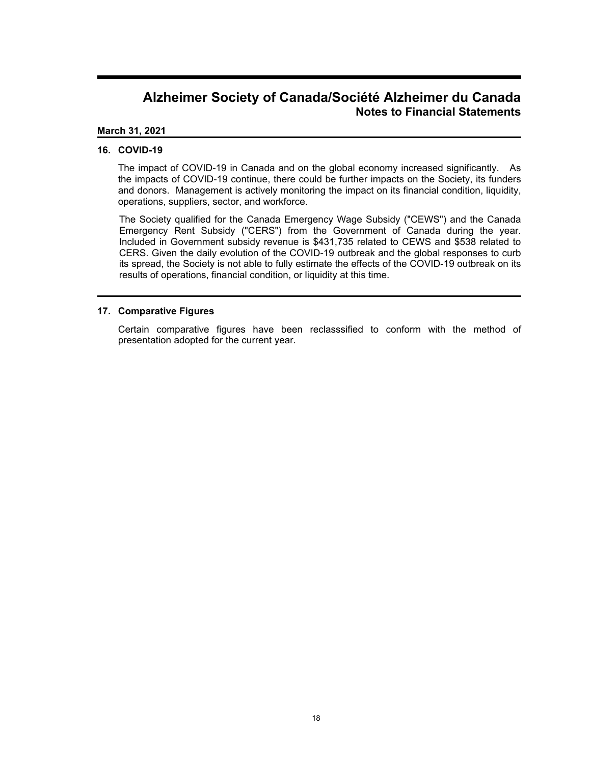# Alzheimer Society of Canada/Société Alzheimer du Canada
## Notes to Financial Statements

**March 31, 2021**

### 16. COVID-19

The impact of COVID-19 in Canada and on the global economy increased significantly. As the impacts of COVID-19 continue, there could be further impacts on the Society, its funders and donors. Management is actively monitoring the impact on its financial condition, liquidity, operations, suppliers, sector, and workforce.

The Society qualified for the Canada Emergency Wage Subsidy ("CEWS") and the Canada Emergency Rent Subsidy ("CERS") from the Government of Canada during the year. Included in Government subsidy revenue is $431,735 related to CEWS and $538 related to CERS. Given the daily evolution of the COVID-19 outbreak and the global responses to curb its spread, the Society is not able to fully estimate the effects of the COVID-19 outbreak on its results of operations, financial condition, or liquidity at this time.

### 17. Comparative Figures

Certain comparative figures have been reclasssified to conform with the method of presentation adopted for the current year.